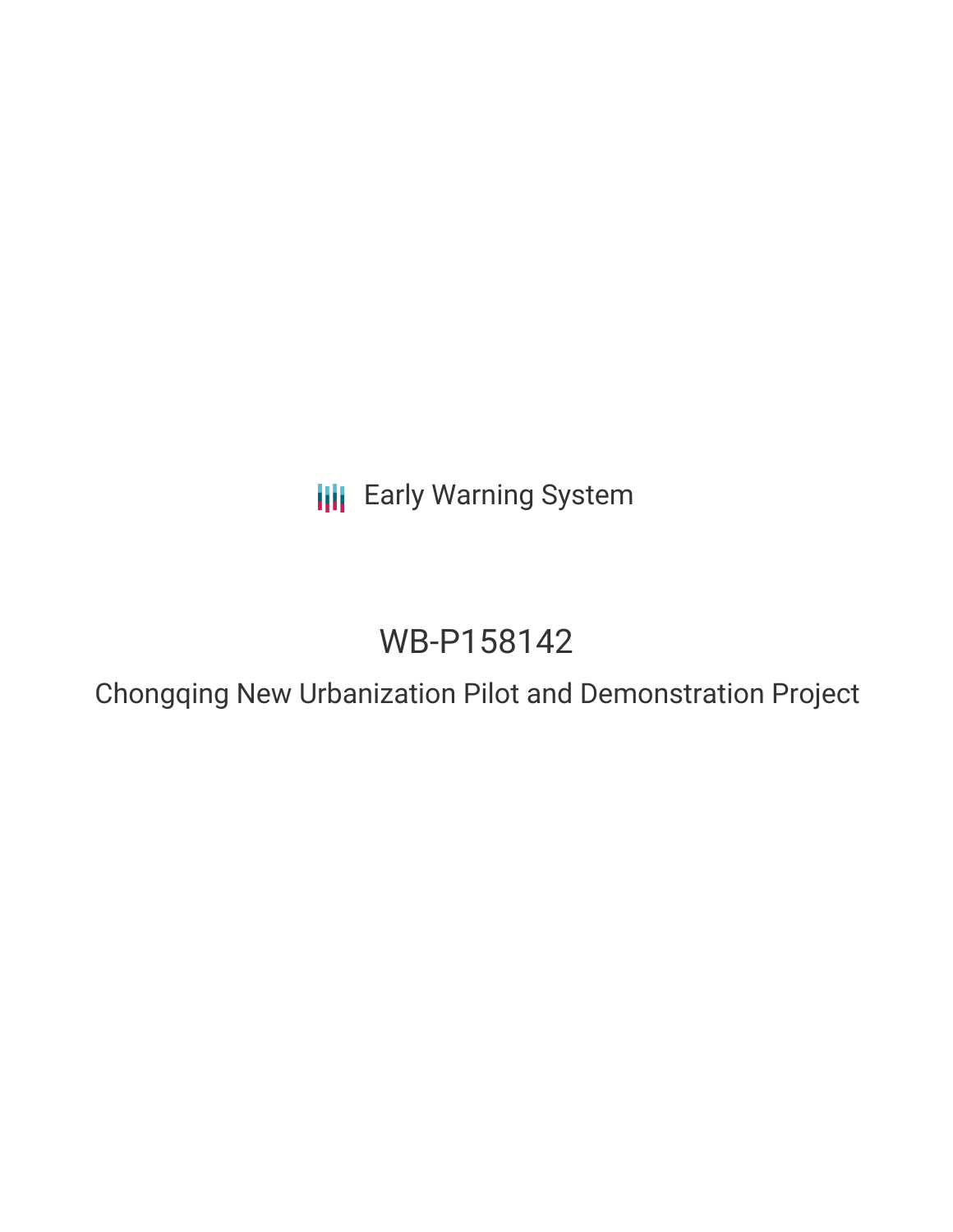Early Warning System

# WB-P158142

## Chongqing New Urbanization Pilot and Demonstration Project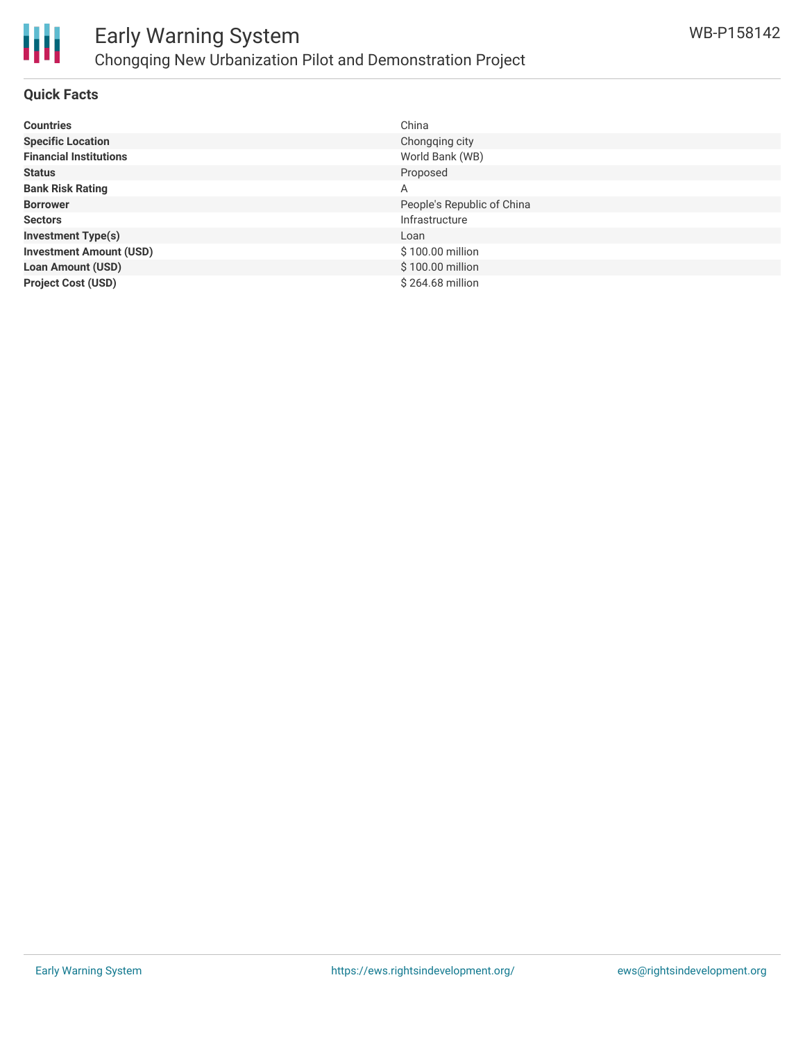## Quick Facts

| | |
|---|---|
| **Countries** | China |
| **Specific Location** | Chongqing city |
| **Financial Institutions** | World Bank (WB) |
| **Status** | Proposed |
| **Bank Risk Rating** | A |
| **Borrower** | People's Republic of China |
| **Sectors** | Infrastructure |
| **Investment Type(s)** | Loan |
| **Investment Amount (USD)** | $ 100.00 million |
| **Loan Amount (USD)** | $ 100.00 million |
| **Project Cost (USD)** | $ 264.68 million |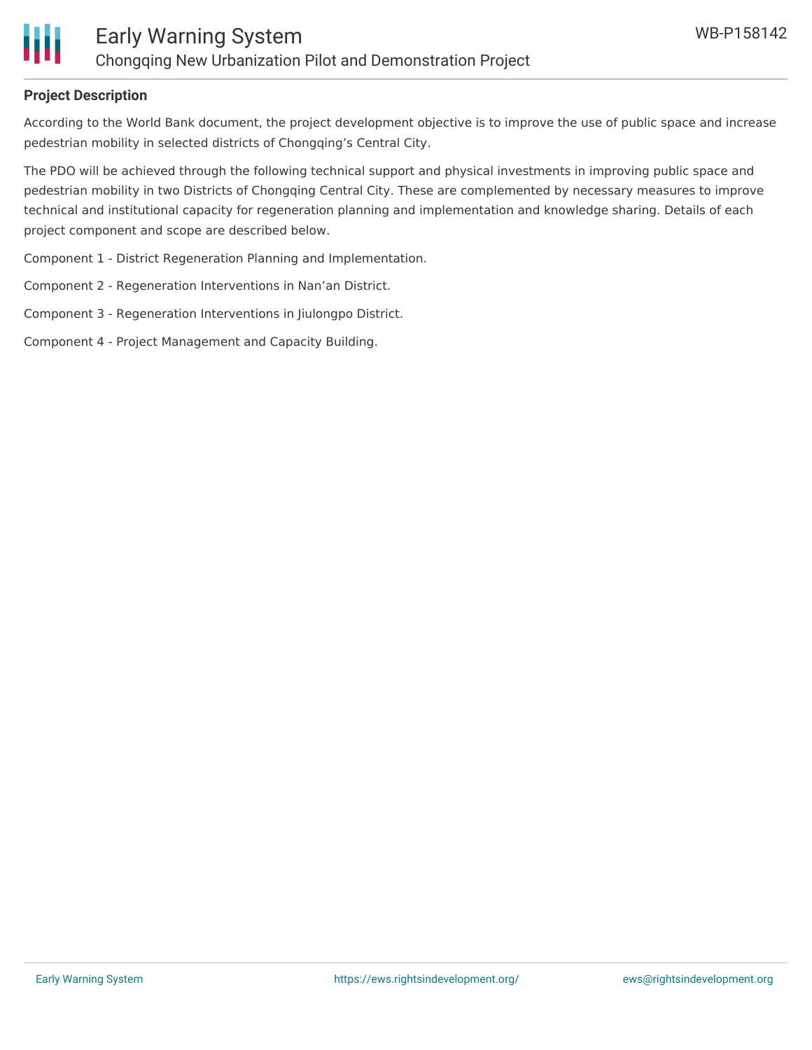## Project Description

According to the World Bank document, the project development objective is to improve the use of public space and increase pedestrian mobility in selected districts of Chongqing’s Central City.

The PDO will be achieved through the following technical support and physical investments in improving public space and pedestrian mobility in two Districts of Chongqing Central City. These are complemented by necessary measures to improve technical and institutional capacity for regeneration planning and implementation and knowledge sharing. Details of each project component and scope are described below.

Component 1 - District Regeneration Planning and Implementation.

Component 2 - Regeneration Interventions in Nan’an District.

Component 3 - Regeneration Interventions in Jiulongpo District.

Component 4 - Project Management and Capacity Building.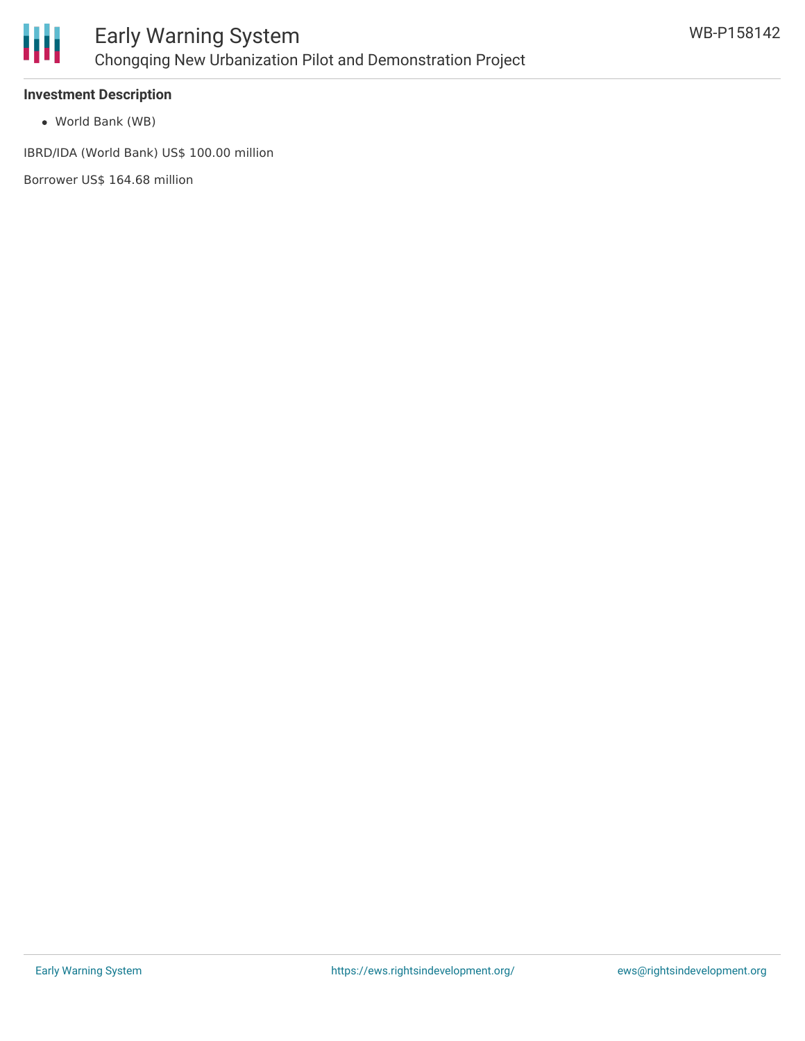### Investment Description

- World Bank (WB)

IBRD/IDA (World Bank) US$ 100.00 million

Borrower US$ 164.68 million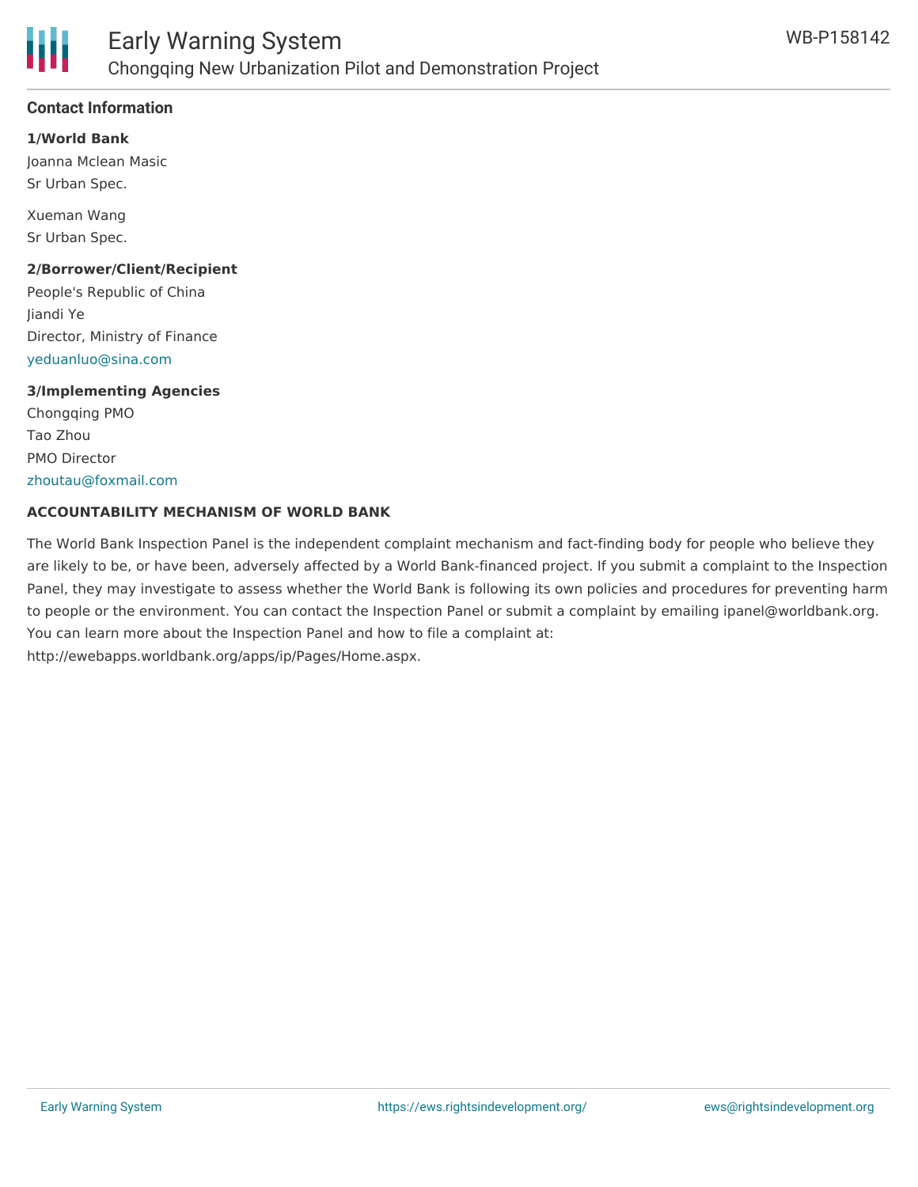## Contact Information

**1/World Bank**

Joanna Mclean Masic
Sr Urban Spec.

Xueman Wang
Sr Urban Spec.

**2/Borrower/Client/Recipient**

People's Republic of China
Jiandi Ye
Director, Ministry of Finance
yeduanluo@sina.com

**3/Implementing Agencies**

Chongqing PMO
Tao Zhou
PMO Director
zhoutau@foxmail.com

**ACCOUNTABILITY MECHANISM OF WORLD BANK**

The World Bank Inspection Panel is the independent complaint mechanism and fact-finding body for people who believe they are likely to be, or have been, adversely affected by a World Bank-financed project. If you submit a complaint to the Inspection Panel, they may investigate to assess whether the World Bank is following its own policies and procedures for preventing harm to people or the environment. You can contact the Inspection Panel or submit a complaint by emailing ipanel@worldbank.org. You can learn more about the Inspection Panel and how to file a complaint at: http://ewebapps.worldbank.org/apps/ip/Pages/Home.aspx.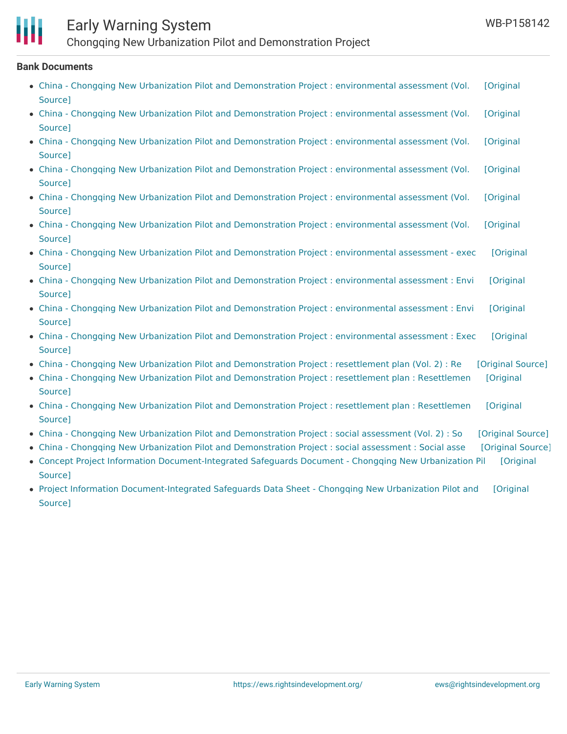**Bank Documents**

- China - Chongqing New Urbanization Pilot and Demonstration Project : environmental assessment (Vol. [Original Source]
- China - Chongqing New Urbanization Pilot and Demonstration Project : environmental assessment (Vol. [Original Source]
- China - Chongqing New Urbanization Pilot and Demonstration Project : environmental assessment (Vol. [Original Source]
- China - Chongqing New Urbanization Pilot and Demonstration Project : environmental assessment (Vol. [Original Source]
- China - Chongqing New Urbanization Pilot and Demonstration Project : environmental assessment (Vol. [Original Source]
- China - Chongqing New Urbanization Pilot and Demonstration Project : environmental assessment (Vol. [Original Source]
- China - Chongqing New Urbanization Pilot and Demonstration Project : environmental assessment - exec [Original Source]
- China - Chongqing New Urbanization Pilot and Demonstration Project : environmental assessment : Envi [Original Source]
- China - Chongqing New Urbanization Pilot and Demonstration Project : environmental assessment : Envi [Original Source]
- China - Chongqing New Urbanization Pilot and Demonstration Project : environmental assessment : Exec [Original Source]
- China - Chongqing New Urbanization Pilot and Demonstration Project : resettlement plan (Vol. 2) : Re [Original Source]
- China - Chongqing New Urbanization Pilot and Demonstration Project : resettlement plan : Resettlemen [Original Source]
- China - Chongqing New Urbanization Pilot and Demonstration Project : resettlement plan : Resettlemen [Original Source]
- China - Chongqing New Urbanization Pilot and Demonstration Project : social assessment (Vol. 2) : So [Original Source]
- China - Chongqing New Urbanization Pilot and Demonstration Project : social assessment : Social asse [Original Source]
- Concept Project Information Document-Integrated Safeguards Document - Chongqing New Urbanization Pil [Original Source]
- Project Information Document-Integrated Safeguards Data Sheet - Chongqing New Urbanization Pilot and [Original Source]